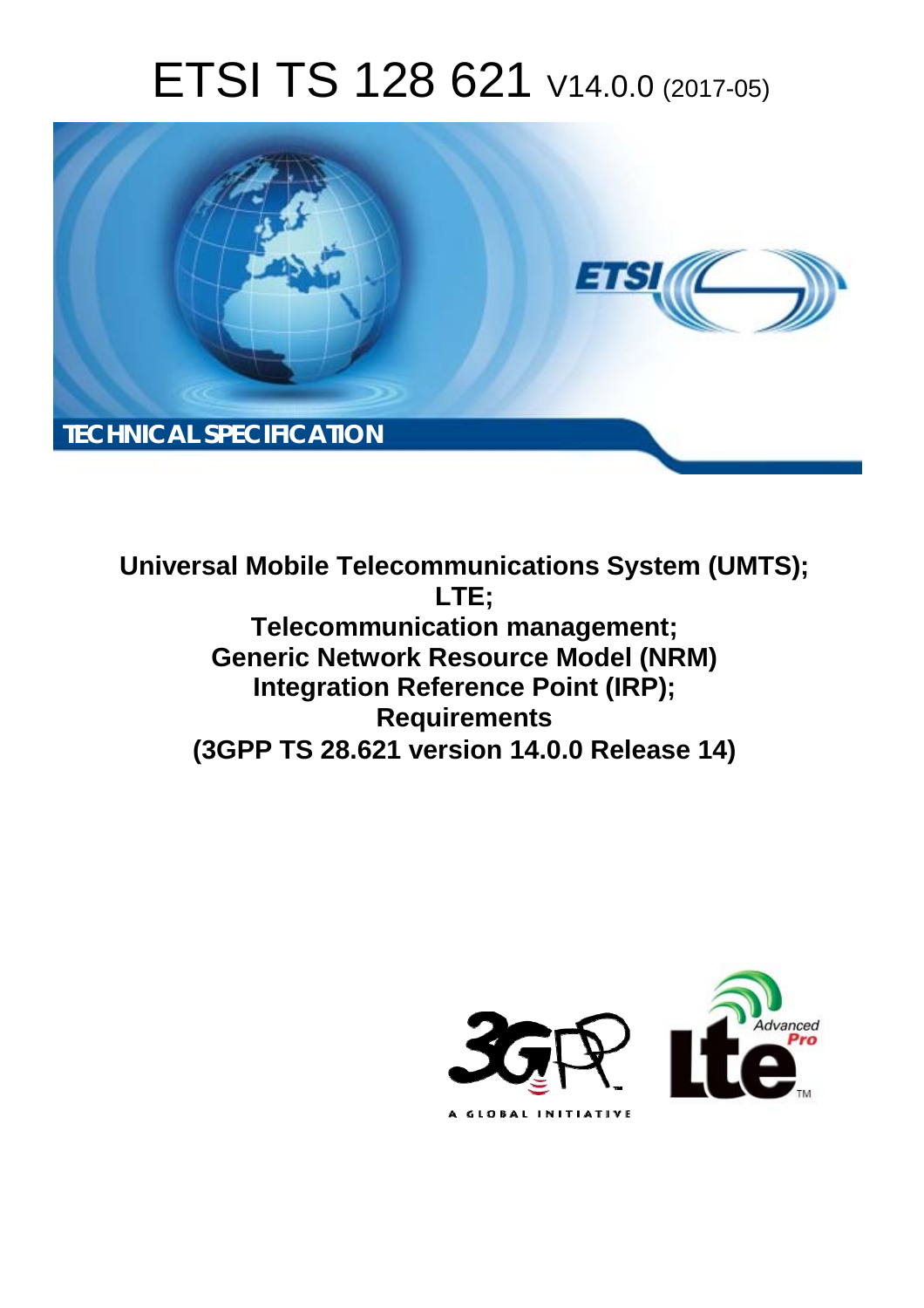# ETSI TS 128 621 V14.0.0 (2017-05)

TECHNICAL SPECIFICATION

**Universal Mobile Telecommunications System (UMTS); LTE; Telecommunication management; Generic Network Resource Model (NRM) Integration Reference Point (IRP); Requirements (3GPP TS 28.621 version 14.0.0 Release 14)**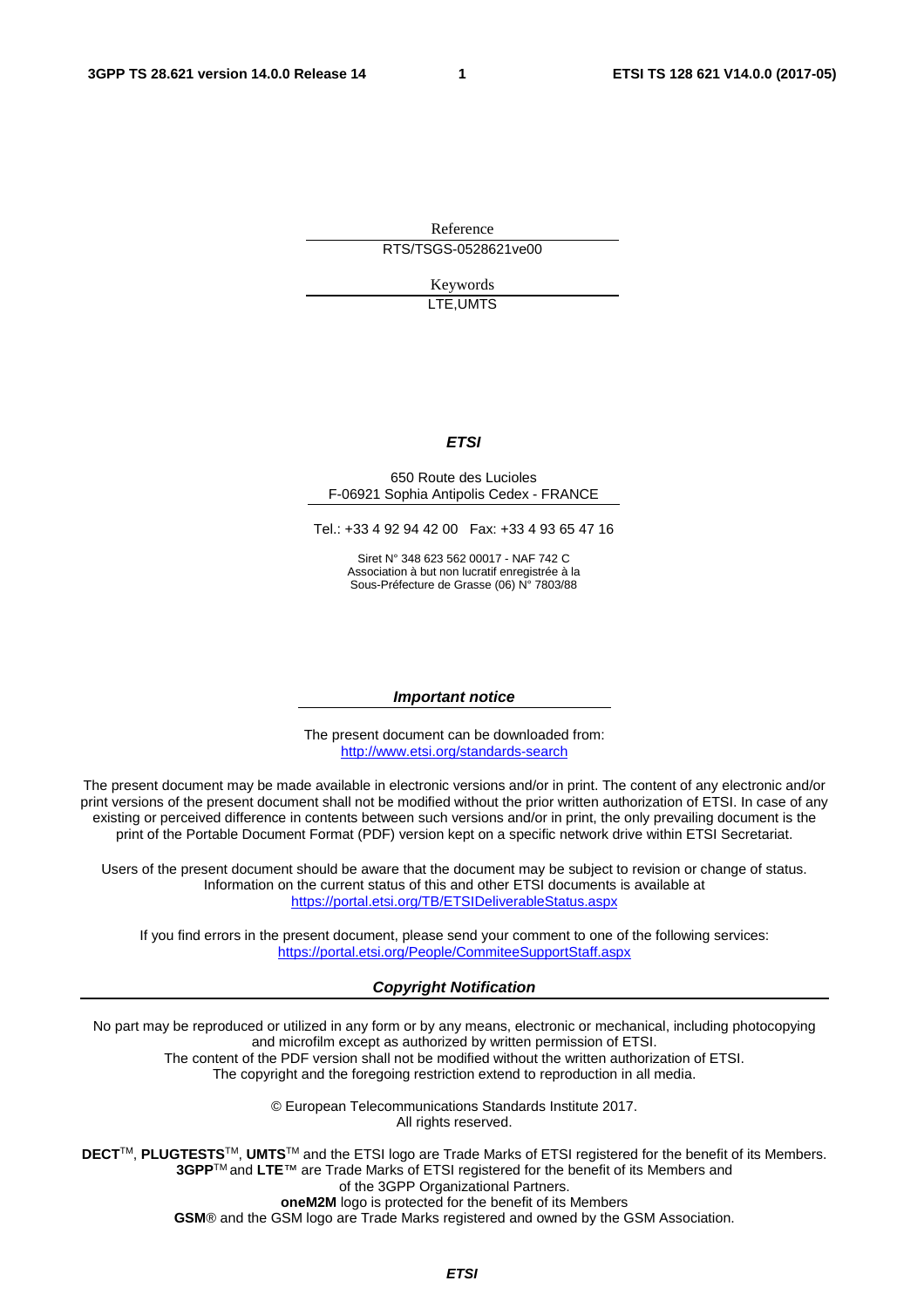Reference

RTS/TSGS-0528621ve00

Keywords

LTE,UMTS

***ETSI***

650 Route des Lucioles
F-06921 Sophia Antipolis Cedex - FRANCE

Tel.: +33 4 92 94 42 00 Fax: +33 4 93 65 47 16

Siret N° 348 623 562 00017 - NAF 742 C
Association à but non lucratif enregistrée à la
Sous-Préfecture de Grasse (06) N° 7803/88

***Important notice***

The present document can be downloaded from:
http://www.etsi.org/standards-search

The present document may be made available in electronic versions and/or in print. The content of any electronic and/or print versions of the present document shall not be modified without the prior written authorization of ETSI. In case of any existing or perceived difference in contents between such versions and/or in print, the only prevailing document is the print of the Portable Document Format (PDF) version kept on a specific network drive within ETSI Secretariat.

Users of the present document should be aware that the document may be subject to revision or change of status. Information on the current status of this and other ETSI documents is available at
https://portal.etsi.org/TB/ETSIDeliverableStatus.aspx

If you find errors in the present document, please send your comment to one of the following services:
https://portal.etsi.org/People/CommiteeSupportStaff.aspx

***Copyright Notification***

No part may be reproduced or utilized in any form or by any means, electronic or mechanical, including photocopying and microfilm except as authorized by written permission of ETSI.
The content of the PDF version shall not be modified without the written authorization of ETSI.
The copyright and the foregoing restriction extend to reproduction in all media.

© European Telecommunications Standards Institute 2017.
All rights reserved.

**DECT**™, **PLUGTESTS**™, **UMTS**™ and the ETSI logo are Trade Marks of ETSI registered for the benefit of its Members.
**3GPP**™ and **LTE**™ are Trade Marks of ETSI registered for the benefit of its Members and
of the 3GPP Organizational Partners.
**oneM2M** logo is protected for the benefit of its Members
**GSM**® and the GSM logo are Trade Marks registered and owned by the GSM Association.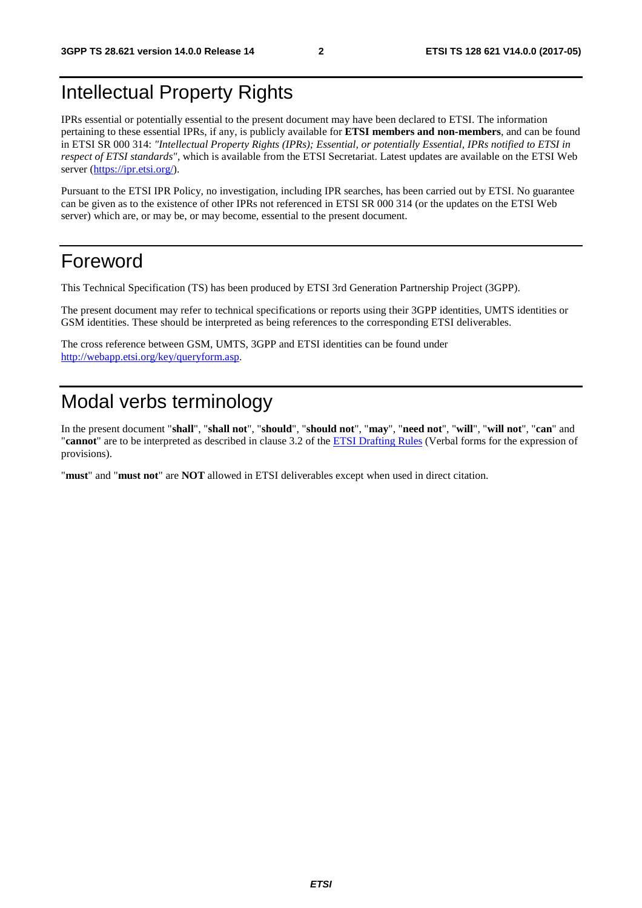# Intellectual Property Rights

IPRs essential or potentially essential to the present document may have been declared to ETSI. The information pertaining to these essential IPRs, if any, is publicly available for **ETSI members and non-members**, and can be found in ETSI SR 000 314: *"Intellectual Property Rights (IPRs); Essential, or potentially Essential, IPRs notified to ETSI in respect of ETSI standards"*, which is available from the ETSI Secretariat. Latest updates are available on the ETSI Web server (https://ipr.etsi.org/).

Pursuant to the ETSI IPR Policy, no investigation, including IPR searches, has been carried out by ETSI. No guarantee can be given as to the existence of other IPRs not referenced in ETSI SR 000 314 (or the updates on the ETSI Web server) which are, or may be, or may become, essential to the present document.

# Foreword

This Technical Specification (TS) has been produced by ETSI 3rd Generation Partnership Project (3GPP).

The present document may refer to technical specifications or reports using their 3GPP identities, UMTS identities or GSM identities. These should be interpreted as being references to the corresponding ETSI deliverables.

The cross reference between GSM, UMTS, 3GPP and ETSI identities can be found under http://webapp.etsi.org/key/queryform.asp.

# Modal verbs terminology

In the present document "**shall**", "**shall not**", "**should**", "**should not**", "**may**", "**need not**", "**will**", "**will not**", "**can**" and "**cannot**" are to be interpreted as described in clause 3.2 of the ETSI Drafting Rules (Verbal forms for the expression of provisions).

"**must**" and "**must not**" are **NOT** allowed in ETSI deliverables except when used in direct citation.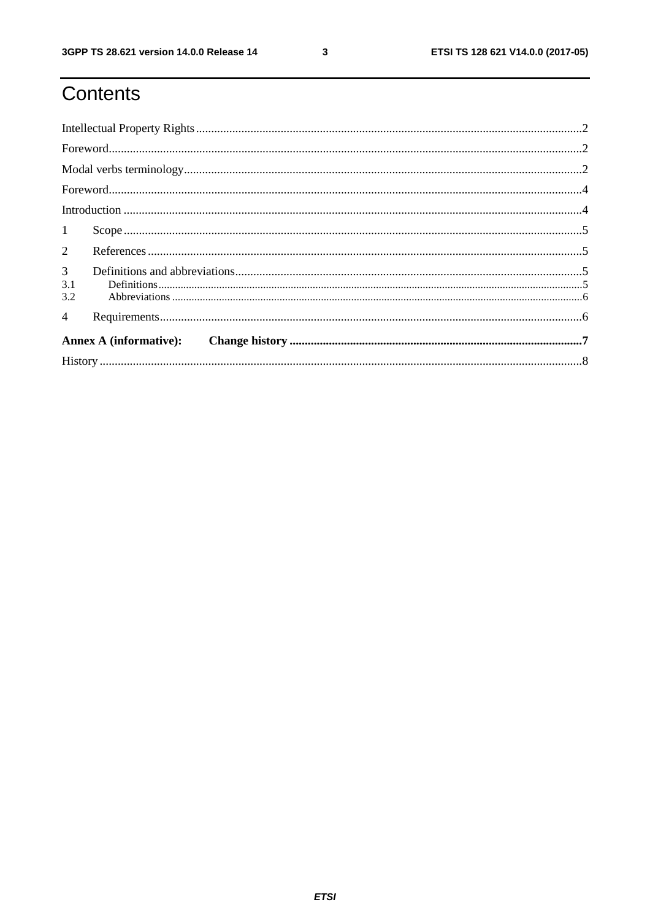# Contents

Intellectual Property Rights .......... 2

Foreword .......... 2

Modal verbs terminology .......... 2

Foreword .......... 4

Introduction .......... 4

1 Scope .......... 5

2 References .......... 5

3 Definitions and abbreviations .......... 5

3.1 Definitions .......... 5

3.2 Abbreviations .......... 6

4 Requirements .......... 6

**Annex A (informative): Change history .......... 7**

History .......... 8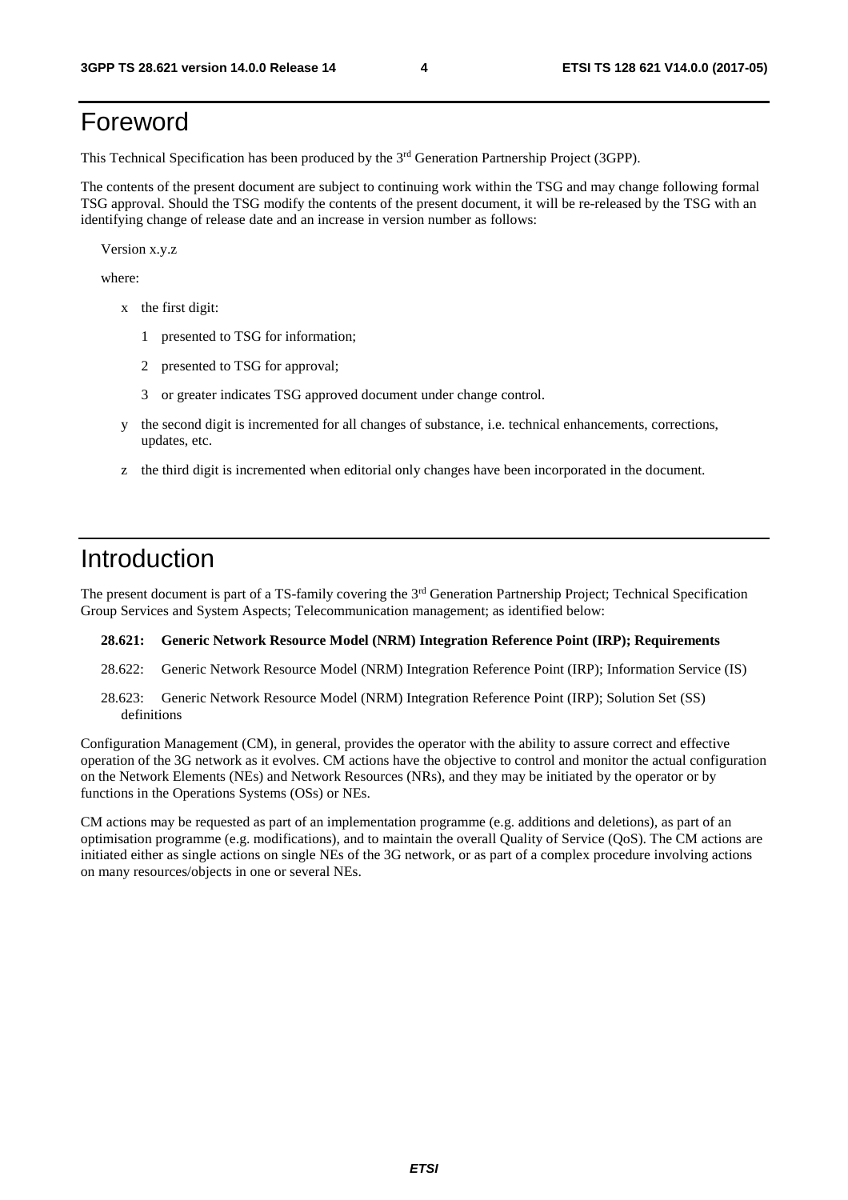# Foreword

This Technical Specification has been produced by the 3rd Generation Partnership Project (3GPP).

The contents of the present document are subject to continuing work within the TSG and may change following formal TSG approval. Should the TSG modify the contents of the present document, it will be re-released by the TSG with an identifying change of release date and an increase in version number as follows:

Version x.y.z

where:

- x the first digit:
  - 1 presented to TSG for information;
  - 2 presented to TSG for approval;
  - 3 or greater indicates TSG approved document under change control.
- y the second digit is incremented for all changes of substance, i.e. technical enhancements, corrections, updates, etc.
- z the third digit is incremented when editorial only changes have been incorporated in the document.

# Introduction

The present document is part of a TS-family covering the 3rd Generation Partnership Project; Technical Specification Group Services and System Aspects; Telecommunication management; as identified below:

**28.621: Generic Network Resource Model (NRM) Integration Reference Point (IRP); Requirements**

28.622: Generic Network Resource Model (NRM) Integration Reference Point (IRP); Information Service (IS)

28.623: Generic Network Resource Model (NRM) Integration Reference Point (IRP); Solution Set (SS) definitions

Configuration Management (CM), in general, provides the operator with the ability to assure correct and effective operation of the 3G network as it evolves. CM actions have the objective to control and monitor the actual configuration on the Network Elements (NEs) and Network Resources (NRs), and they may be initiated by the operator or by functions in the Operations Systems (OSs) or NEs.

CM actions may be requested as part of an implementation programme (e.g. additions and deletions), as part of an optimisation programme (e.g. modifications), and to maintain the overall Quality of Service (QoS). The CM actions are initiated either as single actions on single NEs of the 3G network, or as part of a complex procedure involving actions on many resources/objects in one or several NEs.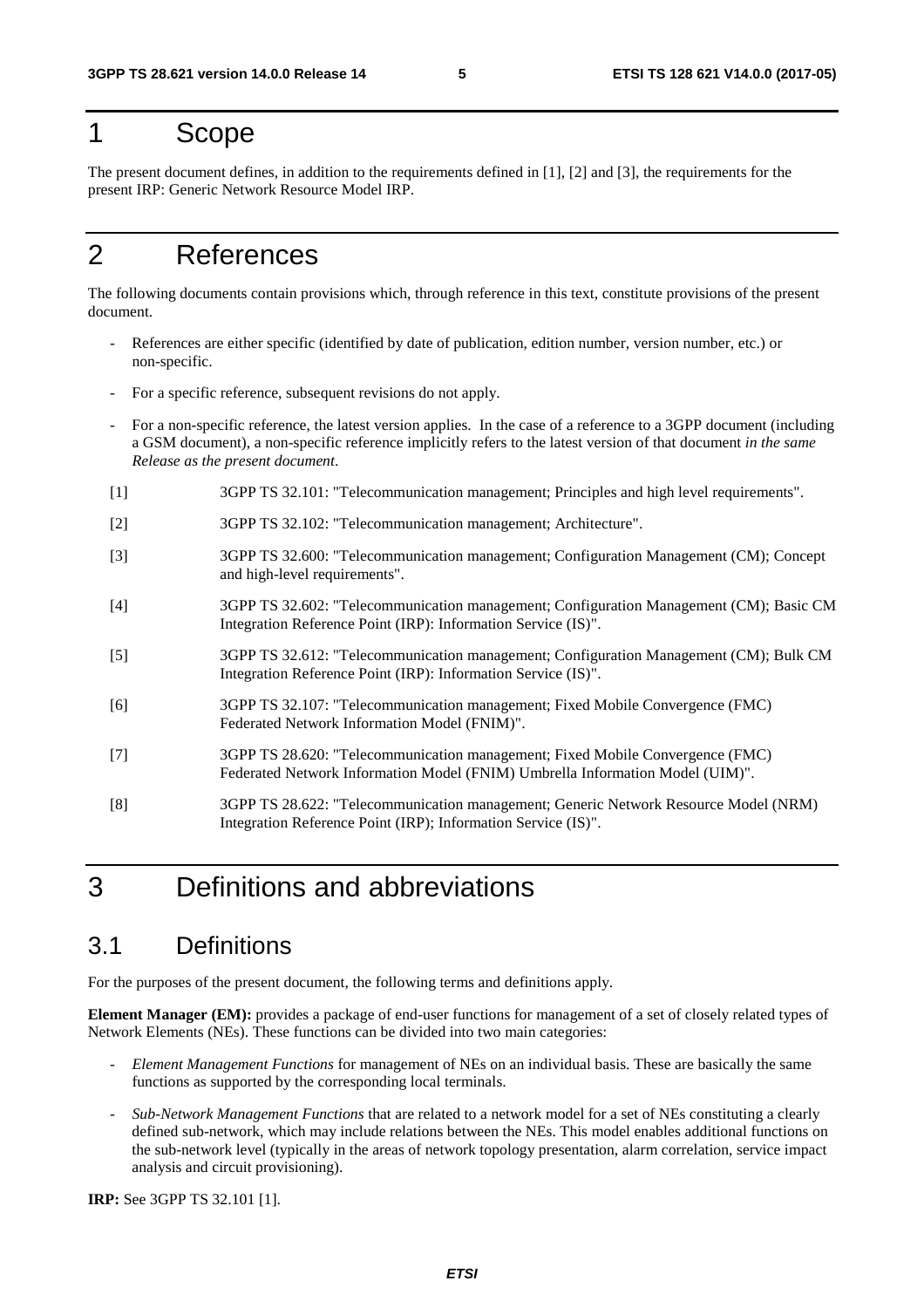# 1 Scope

The present document defines, in addition to the requirements defined in [1], [2] and [3], the requirements for the present IRP: Generic Network Resource Model IRP.

# 2 References

The following documents contain provisions which, through reference in this text, constitute provisions of the present document.

- References are either specific (identified by date of publication, edition number, version number, etc.) or non-specific.
- For a specific reference, subsequent revisions do not apply.
- For a non-specific reference, the latest version applies. In the case of a reference to a 3GPP document (including a GSM document), a non-specific reference implicitly refers to the latest version of that document *in the same Release as the present document*.

[1] 3GPP TS 32.101: "Telecommunication management; Principles and high level requirements".

[2] 3GPP TS 32.102: "Telecommunication management; Architecture".

[3] 3GPP TS 32.600: "Telecommunication management; Configuration Management (CM); Concept and high-level requirements".

[4] 3GPP TS 32.602: "Telecommunication management; Configuration Management (CM); Basic CM Integration Reference Point (IRP): Information Service (IS)".

[5] 3GPP TS 32.612: "Telecommunication management; Configuration Management (CM); Bulk CM Integration Reference Point (IRP): Information Service (IS)".

[6] 3GPP TS 32.107: "Telecommunication management; Fixed Mobile Convergence (FMC) Federated Network Information Model (FNIM)".

[7] 3GPP TS 28.620: "Telecommunication management; Fixed Mobile Convergence (FMC) Federated Network Information Model (FNIM) Umbrella Information Model (UIM)".

[8] 3GPP TS 28.622: "Telecommunication management; Generic Network Resource Model (NRM) Integration Reference Point (IRP); Information Service (IS)".

# 3 Definitions and abbreviations

## 3.1 Definitions

For the purposes of the present document, the following terms and definitions apply.

**Element Manager (EM):** provides a package of end-user functions for management of a set of closely related types of Network Elements (NEs). These functions can be divided into two main categories:

- *Element Management Functions* for management of NEs on an individual basis. These are basically the same functions as supported by the corresponding local terminals.
- *Sub-Network Management Functions* that are related to a network model for a set of NEs constituting a clearly defined sub-network, which may include relations between the NEs. This model enables additional functions on the sub-network level (typically in the areas of network topology presentation, alarm correlation, service impact analysis and circuit provisioning).

**IRP:** See 3GPP TS 32.101 [1].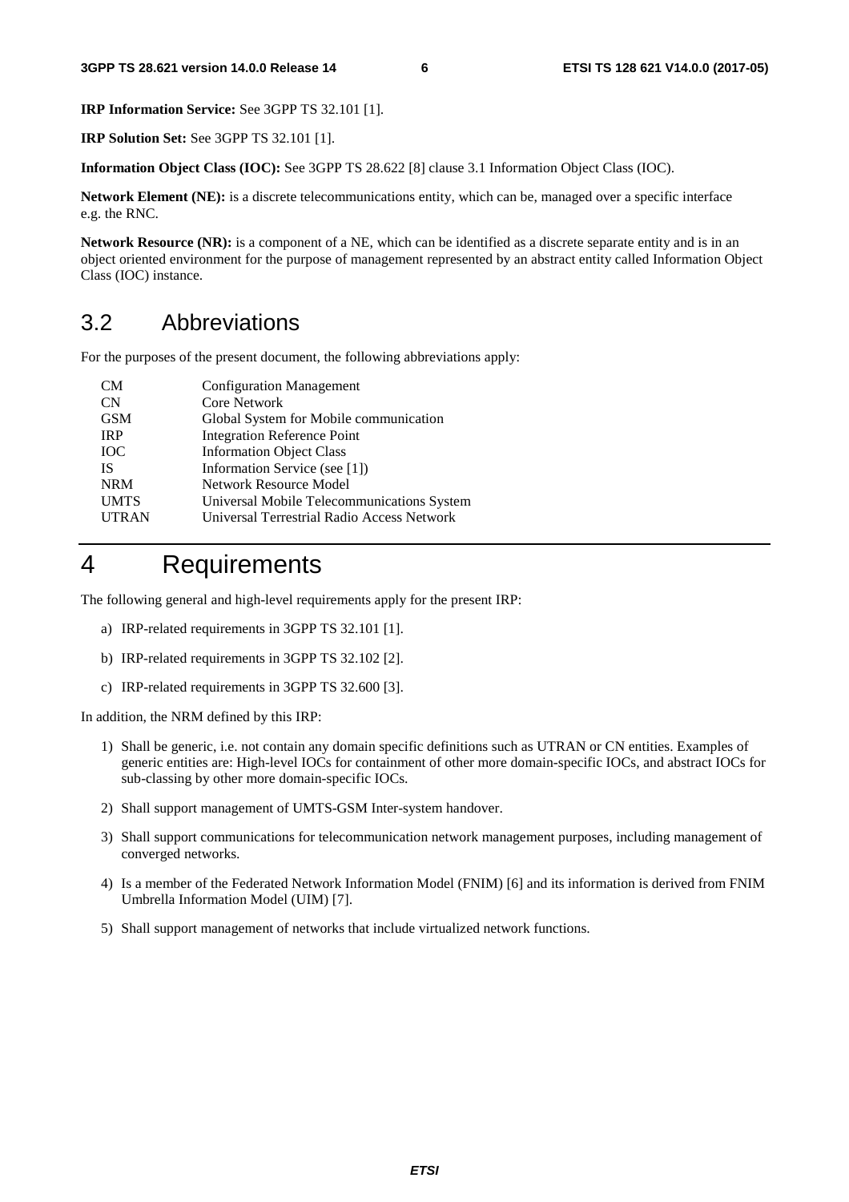**IRP Information Service:** See 3GPP TS 32.101 [1].

**IRP Solution Set:** See 3GPP TS 32.101 [1].

**Information Object Class (IOC):** See 3GPP TS 28.622 [8] clause 3.1 Information Object Class (IOC).

**Network Element (NE):** is a discrete telecommunications entity, which can be, managed over a specific interface e.g. the RNC.

**Network Resource (NR):** is a component of a NE, which can be identified as a discrete separate entity and is in an object oriented environment for the purpose of management represented by an abstract entity called Information Object Class (IOC) instance.

## 3.2 Abbreviations

For the purposes of the present document, the following abbreviations apply:

| | |
|---|---|
| CM | Configuration Management |
| CN | Core Network |
| GSM | Global System for Mobile communication |
| IRP | Integration Reference Point |
| IOC | Information Object Class |
| IS | Information Service (see [1]) |
| NRM | Network Resource Model |
| UMTS | Universal Mobile Telecommunications System |
| UTRAN | Universal Terrestrial Radio Access Network |

# 4 Requirements

The following general and high-level requirements apply for the present IRP:

a) IRP-related requirements in 3GPP TS 32.101 [1].

b) IRP-related requirements in 3GPP TS 32.102 [2].

c) IRP-related requirements in 3GPP TS 32.600 [3].

In addition, the NRM defined by this IRP:

1) Shall be generic, i.e. not contain any domain specific definitions such as UTRAN or CN entities. Examples of generic entities are: High-level IOCs for containment of other more domain-specific IOCs, and abstract IOCs for sub-classing by other more domain-specific IOCs.

2) Shall support management of UMTS-GSM Inter-system handover.

3) Shall support communications for telecommunication network management purposes, including management of converged networks.

4) Is a member of the Federated Network Information Model (FNIM) [6] and its information is derived from FNIM Umbrella Information Model (UIM) [7].

5) Shall support management of networks that include virtualized network functions.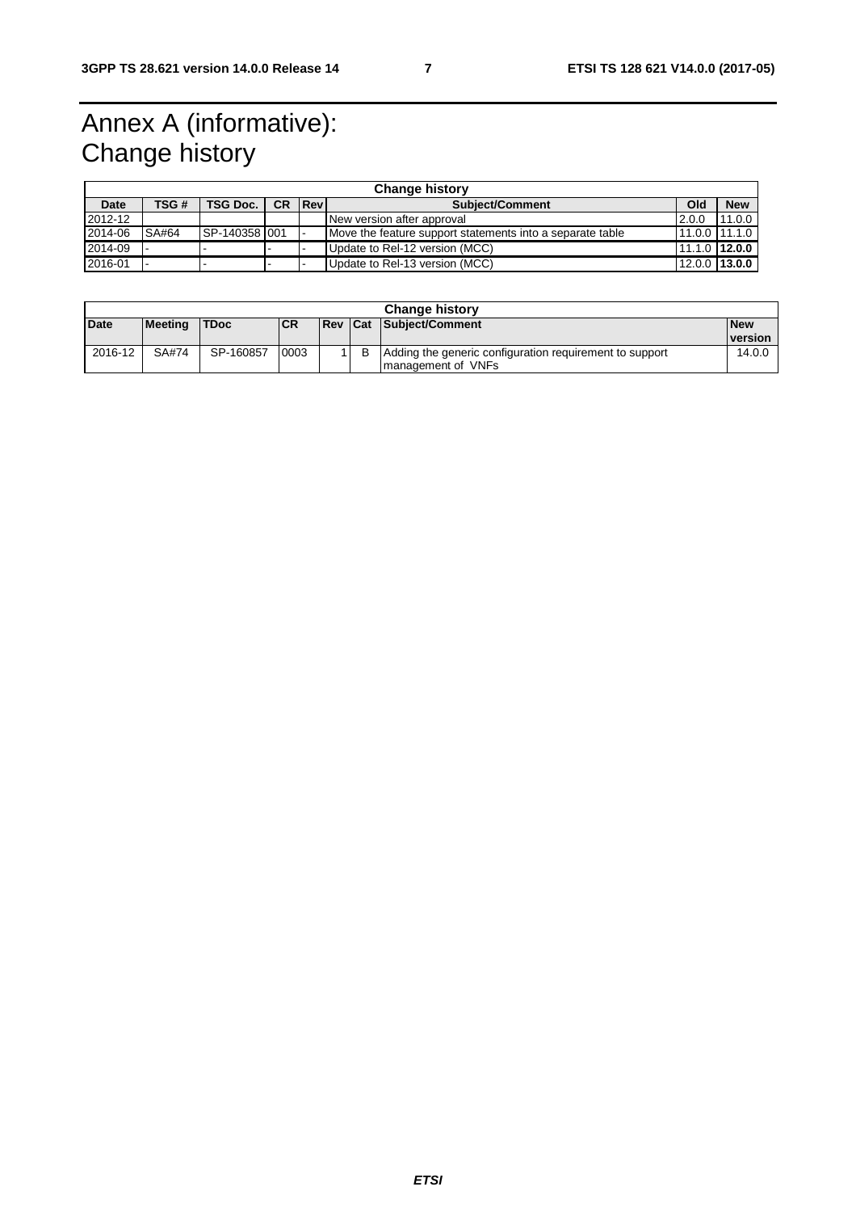# Annex A (informative): Change history

| Change history | | | | | | | |
|---|---|---|---|---|---|---|---|
| **Date** | **TSG #** | **TSG Doc.** | **CR** | **Rev** | **Subject/Comment** | **Old** | **New** |
| 2012-12 | | | | | New version after approval | 2.0.0 | 11.0.0 |
| 2014-06 | SA#64 | SP-140358 | 001 | - | Move the feature support statements into a separate table | 11.0.0 | 11.1.0 |
| 2014-09 | - | - | - | - | Update to Rel-12 version (MCC) | 11.1.0 | **12.0.0** |
| 2016-01 | - | - | - | - | Update to Rel-13 version (MCC) | 12.0.0 | **13.0.0** |

| Change history | | | | | | | |
|---|---|---|---|---|---|---|---|
| **Date** | **Meeting** | **TDoc** | **CR** | **Rev** | **Cat** | **Subject/Comment** | **New version** |
| 2016-12 | SA#74 | SP-160857 | 0003 | 1 | B | Adding the generic configuration requirement to support management of VNFs | 14.0.0 |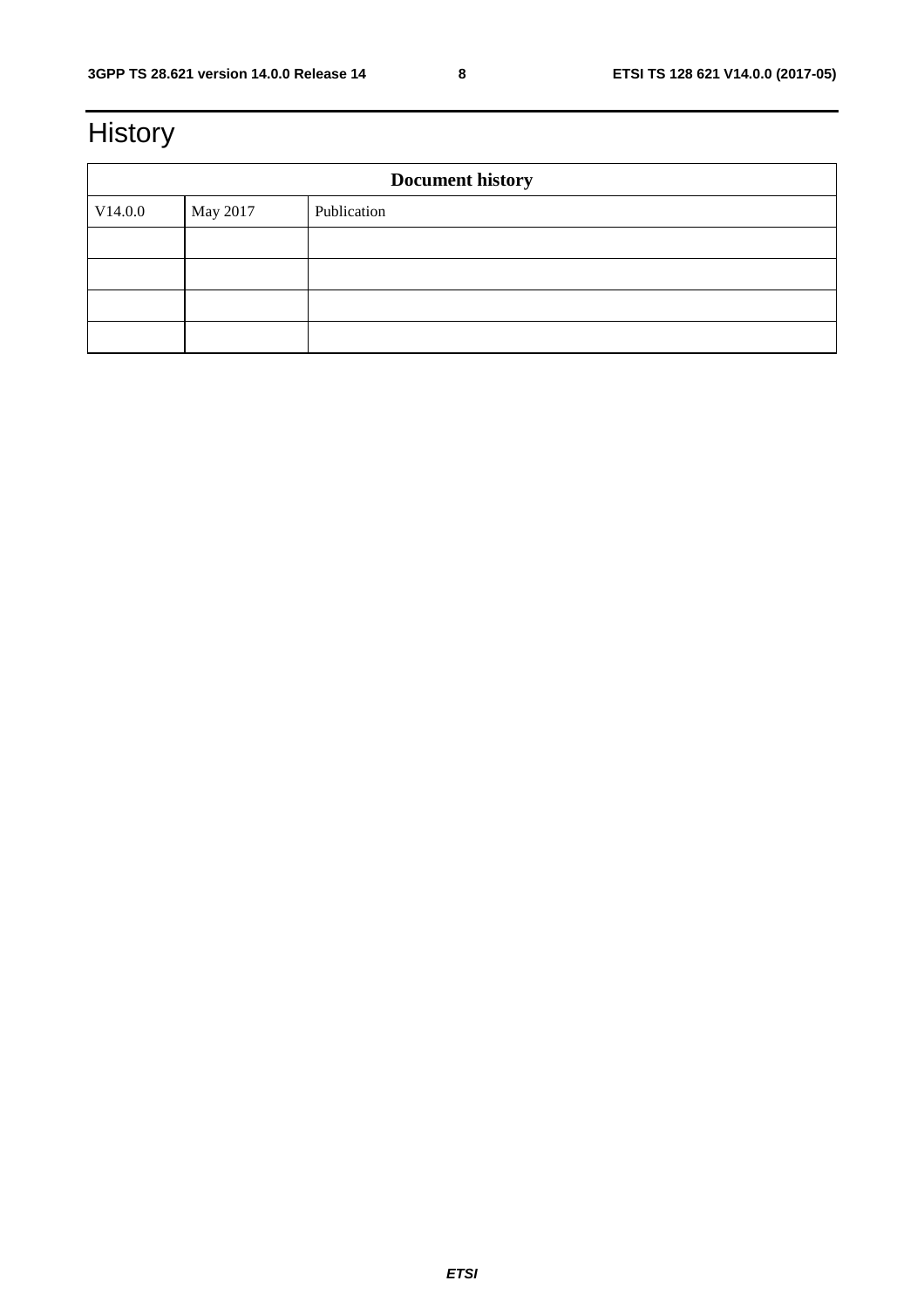# History

| Document history | | |
|---|---|---|
| V14.0.0 | May 2017 | Publication |
| | | |
| | | |
| | | |
| | | |